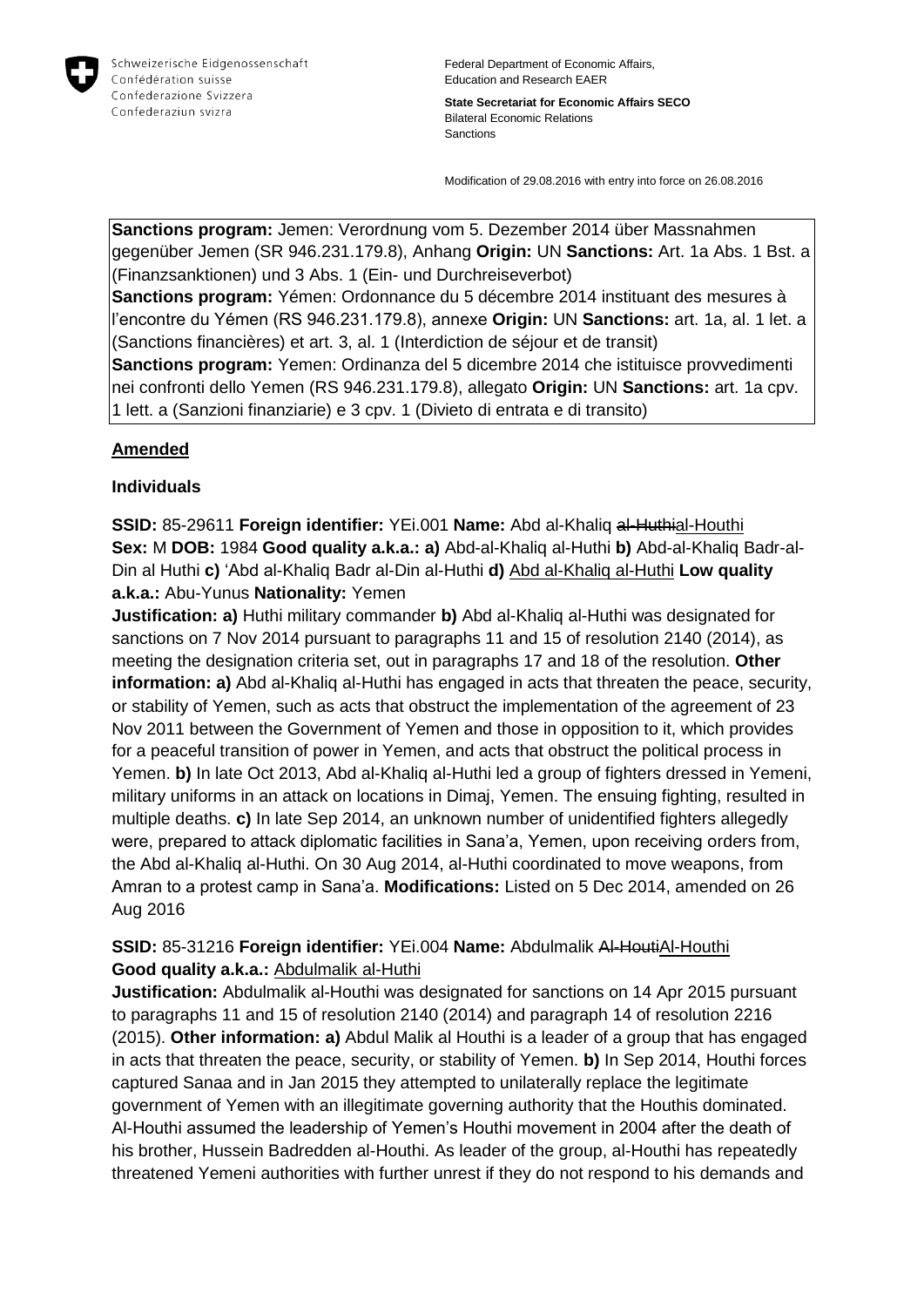Schweizerische Eidgenossenschaft
Confédération suisse
Confederazione Svizzera
Confederaziun svizra

Federal Department of Economic Affairs, Education and Research EAER

**State Secretariat for Economic Affairs SECO**
Bilateral Economic Relations
Sanctions

Modification of 29.08.2016 with entry into force on 26.08.2016

**Sanctions program:** Jemen: Verordnung vom 5. Dezember 2014 über Massnahmen gegenüber Jemen (SR 946.231.179.8), Anhang **Origin:** UN **Sanctions:** Art. 1a Abs. 1 Bst. a (Finanzsanktionen) und 3 Abs. 1 (Ein- und Durchreiseverbot)
**Sanctions program:** Yémen: Ordonnance du 5 décembre 2014 instituant des mesures à l'encontre du Yémen (RS 946.231.179.8), annexe **Origin:** UN **Sanctions:** art. 1a, al. 1 let. a (Sanctions financières) et art. 3, al. 1 (Interdiction de séjour et de transit)
**Sanctions program:** Yemen: Ordinanza del 5 dicembre 2014 che istituisce provvedimenti nei confronti dello Yemen (RS 946.231.179.8), allegato **Origin:** UN **Sanctions:** art. 1a cpv. 1 lett. a (Sanzioni finanziarie) e 3 cpv. 1 (Divieto di entrata e di transito)

## Amended

### Individuals

**SSID:** 85-29611 **Foreign identifier:** YEi.001 **Name:** Abd al-Khaliq ~~al-Huthi~~al-Houthi **Sex:** M **DOB:** 1984 **Good quality a.k.a.: a)** Abd-al-Khaliq al-Huthi **b)** Abd-al-Khaliq Badr-al-Din al Huthi **c)** 'Abd al-Khaliq Badr al-Din al-Huthi **d)** Abd al-Khaliq al-Huthi **Low quality a.k.a.:** Abu-Yunus **Nationality:** Yemen
**Justification: a)** Huthi military commander **b)** Abd al-Khaliq al-Huthi was designated for sanctions on 7 Nov 2014 pursuant to paragraphs 11 and 15 of resolution 2140 (2014), as meeting the designation criteria set, out in paragraphs 17 and 18 of the resolution. **Other information: a)** Abd al-Khaliq al-Huthi has engaged in acts that threaten the peace, security, or stability of Yemen, such as acts that obstruct the implementation of the agreement of 23 Nov 2011 between the Government of Yemen and those in opposition to it, which provides for a peaceful transition of power in Yemen, and acts that obstruct the political process in Yemen. **b)** In late Oct 2013, Abd al-Khaliq al-Huthi led a group of fighters dressed in Yemeni, military uniforms in an attack on locations in Dimaj, Yemen. The ensuing fighting, resulted in multiple deaths. **c)** In late Sep 2014, an unknown number of unidentified fighters allegedly were, prepared to attack diplomatic facilities in Sana'a, Yemen, upon receiving orders from, the Abd al-Khaliq al-Huthi. On 30 Aug 2014, al-Huthi coordinated to move weapons, from Amran to a protest camp in Sana'a. **Modifications:** Listed on 5 Dec 2014, amended on 26 Aug 2016

**SSID:** 85-31216 **Foreign identifier:** YEi.004 **Name:** Abdulmalik ~~Al-Houti~~Al-Houthi **Good quality a.k.a.:** Abdulmalik al-Huthi
**Justification:** Abdulmalik al-Houthi was designated for sanctions on 14 Apr 2015 pursuant to paragraphs 11 and 15 of resolution 2140 (2014) and paragraph 14 of resolution 2216 (2015). **Other information: a)** Abdul Malik al Houthi is a leader of a group that has engaged in acts that threaten the peace, security, or stability of Yemen. **b)** In Sep 2014, Houthi forces captured Sanaa and in Jan 2015 they attempted to unilaterally replace the legitimate government of Yemen with an illegitimate governing authority that the Houthis dominated. Al-Houthi assumed the leadership of Yemen's Houthi movement in 2004 after the death of his brother, Hussein Badredden al-Houthi. As leader of the group, al-Houthi has repeatedly threatened Yemeni authorities with further unrest if they do not respond to his demands and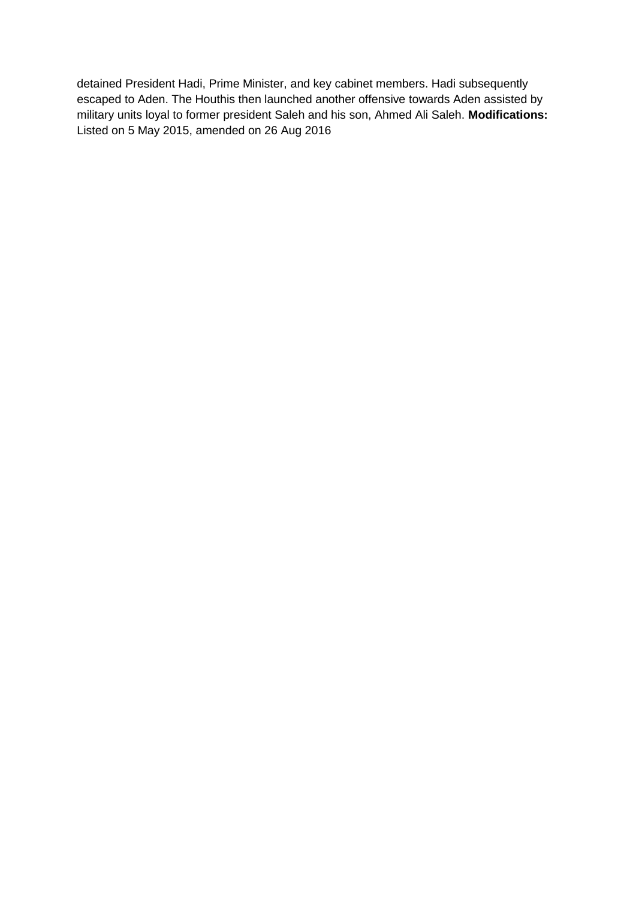detained President Hadi, Prime Minister, and key cabinet members. Hadi subsequently escaped to Aden. The Houthis then launched another offensive towards Aden assisted by military units loyal to former president Saleh and his son, Ahmed Ali Saleh. **Modifications:** Listed on 5 May 2015, amended on 26 Aug 2016